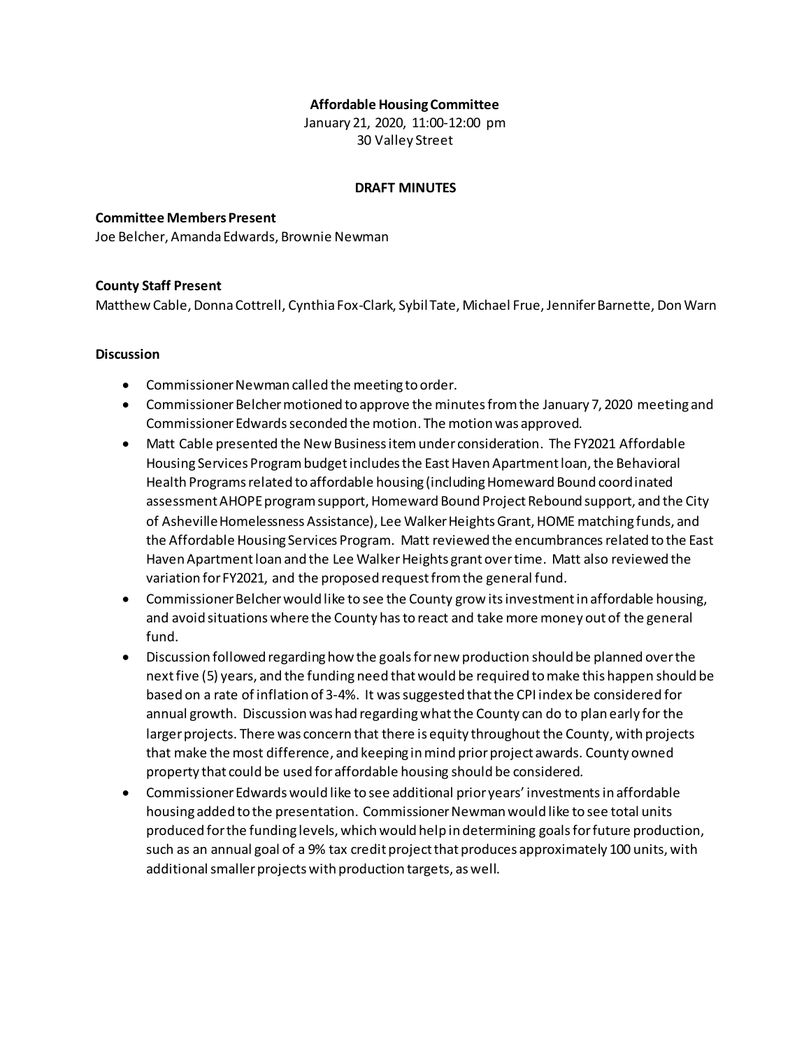**Affordable Housing Committee**
January 21, 2020, 11:00-12:00 pm
30 Valley Street

**DRAFT MINUTES**

**Committee Members Present**
Joe Belcher, Amanda Edwards, Brownie Newman

**County Staff Present**
Matthew Cable, Donna Cottrell, Cynthia Fox-Clark, Sybil Tate, Michael Frue, Jennifer Barnette, Don Warn

**Discussion**

- Commissioner Newman called the meeting to order.
- Commissioner Belcher motioned to approve the minutes from the January 7, 2020 meeting and Commissioner Edwards seconded the motion. The motion was approved.
- Matt Cable presented the New Business item under consideration. The FY2021 Affordable Housing Services Program budget includes the East Haven Apartment loan, the Behavioral Health Programs related to affordable housing (including Homeward Bound coordinated assessment AHOPE program support, Homeward Bound Project Rebound support, and the City of Asheville Homelessness Assistance), Lee Walker Heights Grant, HOME matching funds, and the Affordable Housing Services Program. Matt reviewed the encumbrances related to the East Haven Apartment loan and the Lee Walker Heights grant over time. Matt also reviewed the variation for FY2021, and the proposed request from the general fund.
- Commissioner Belcher would like to see the County grow its investment in affordable housing, and avoid situations where the County has to react and take more money out of the general fund.
- Discussion followed regarding how the goals for new production should be planned over the next five (5) years, and the funding need that would be required to make this happen should be based on a rate of inflation of 3-4%. It was suggested that the CPI index be considered for annual growth. Discussion was had regarding what the County can do to plan early for the larger projects. There was concern that there is equity throughout the County, with projects that make the most difference, and keeping in mind prior project awards. County owned property that could be used for affordable housing should be considered.
- Commissioner Edwards would like to see additional prior years' investments in affordable housing added to the presentation. Commissioner Newman would like to see total units produced for the funding levels, which would help in determining goals for future production, such as an annual goal of a 9% tax credit project that produces approximately 100 units, with additional smaller projects with production targets, as well.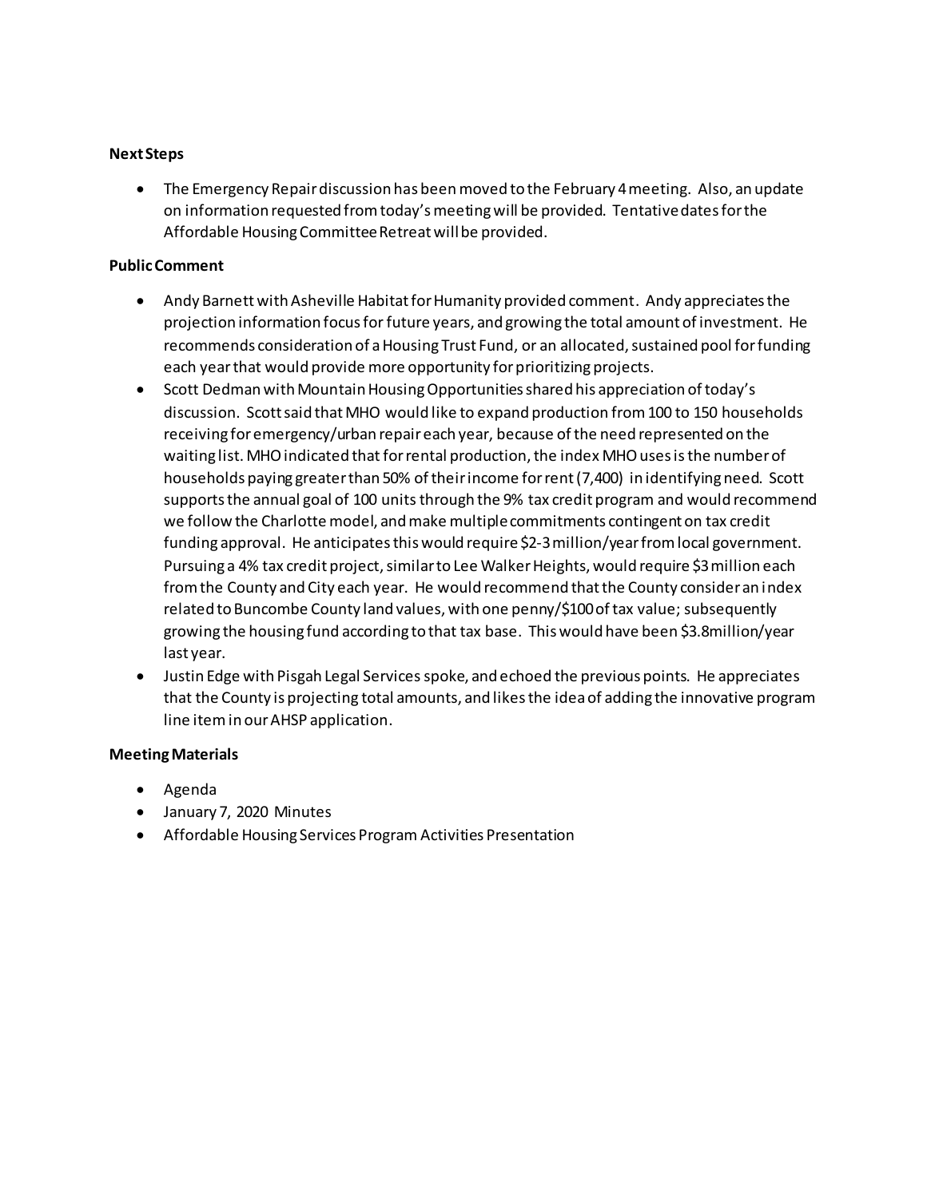**Next Steps**

- The Emergency Repair discussion has been moved to the February 4 meeting. Also, an update on information requested from today's meeting will be provided. Tentative dates for the Affordable Housing Committee Retreat will be provided.

**Public Comment**

- Andy Barnett with Asheville Habitat for Humanity provided comment. Andy appreciates the projection information focus for future years, and growing the total amount of investment. He recommends consideration of a Housing Trust Fund, or an allocated, sustained pool for funding each year that would provide more opportunity for prioritizing projects.
- Scott Dedman with Mountain Housing Opportunities shared his appreciation of today's discussion. Scott said that MHO would like to expand production from 100 to 150 households receiving for emergency/urban repair each year, because of the need represented on the waiting list. MHO indicated that for rental production, the index MHO uses is the number of households paying greater than 50% of their income for rent (7,400) in identifying need. Scott supports the annual goal of 100 units through the 9% tax credit program and would recommend we follow the Charlotte model, and make multiple commitments contingent on tax credit funding approval. He anticipates this would require $2-3 million/year from local government. Pursuing a 4% tax credit project, similar to Lee Walker Heights, would require $3 million each from the County and City each year. He would recommend that the County consider an index related to Buncombe County land values, with one penny/$100 of tax value; subsequently growing the housing fund according to that tax base. This would have been $3.8million/year last year.
- Justin Edge with Pisgah Legal Services spoke, and echoed the previous points. He appreciates that the County is projecting total amounts, and likes the idea of adding the innovative program line item in our AHSP application.

**Meeting Materials**

- Agenda
- January 7, 2020 Minutes
- Affordable Housing Services Program Activities Presentation